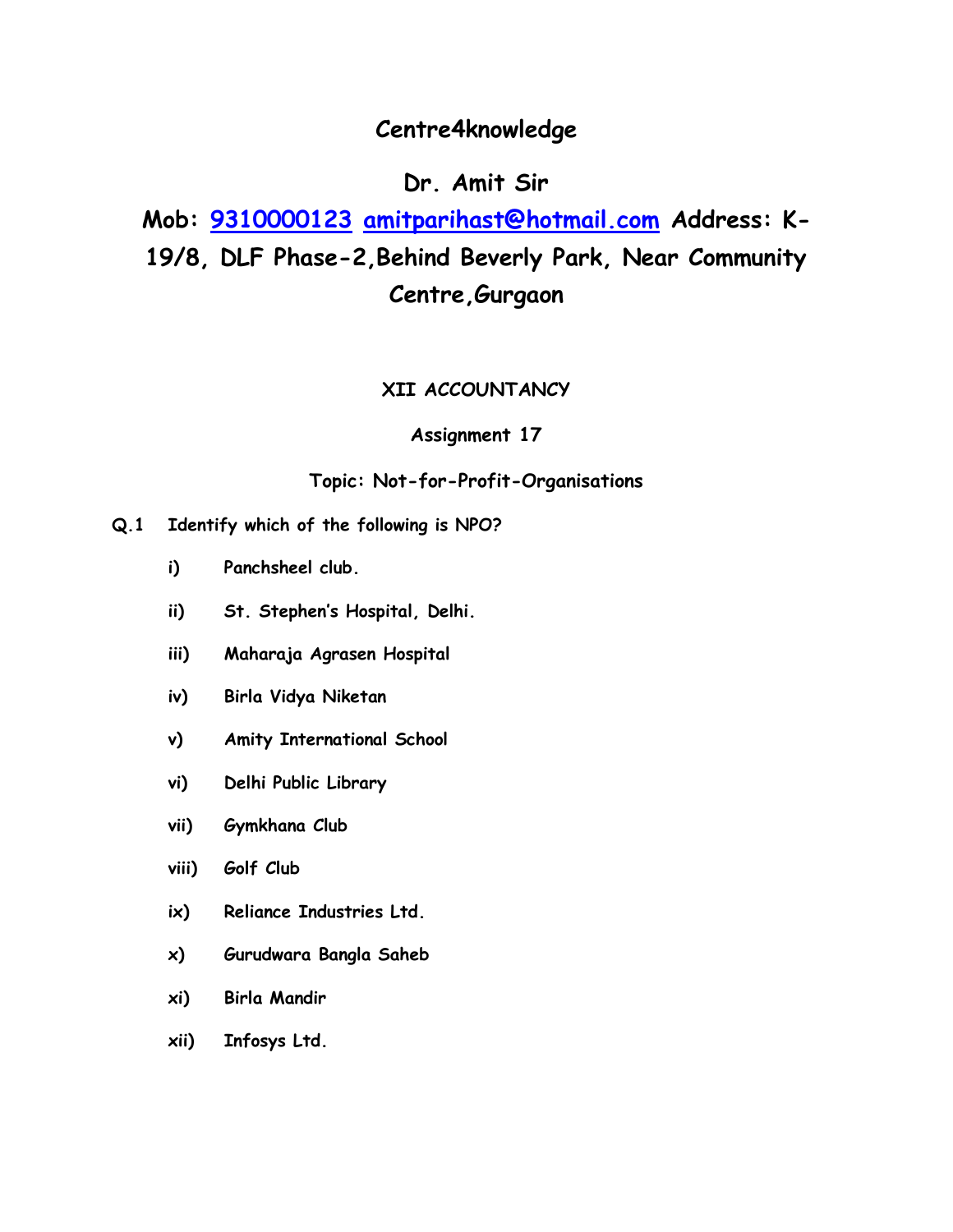# Centre4knowledge

## Dr. Amit Sir

**Mob: 9310000123 amitparihast@hotmail.com Address: K-19/8, DLF Phase-2, Behind Beverly Park, Near Community Centre, Gurgaon**

**XII ACCOUNTANCY**

**Assignment 17**

**Topic: Not-for-Profit-Organisations**

**Q.1 Identify which of the following is NPO?**

i) Panchsheel club.

ii) St. Stephen's Hospital, Delhi.

iii) Maharaja Agrasen Hospital

iv) Birla Vidya Niketan

v) Amity International School

vi) Delhi Public Library

vii) Gymkhana Club

viii) Golf Club

ix) Reliance Industries Ltd.

x) Gurudwara Bangla Saheb

xi) Birla Mandir

xii) Infosys Ltd.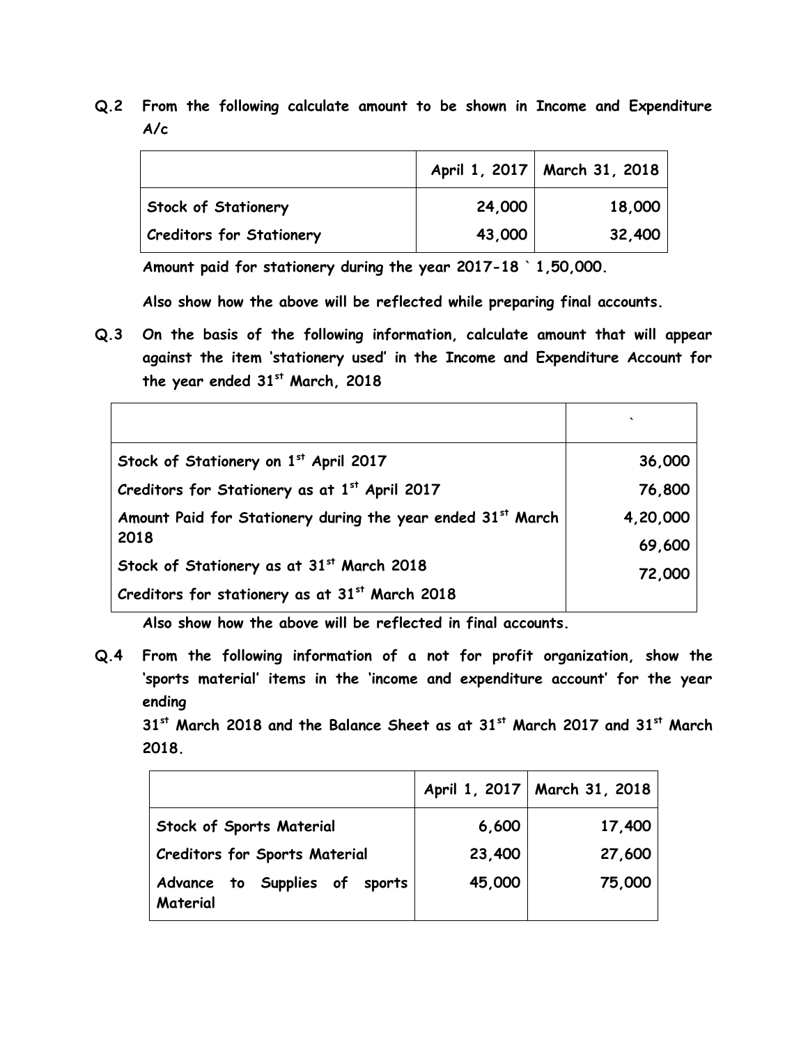**Q.2 From the following calculate amount to be shown in Income and Expenditure A/c**

| | April 1, 2017 | March 31, 2018 |
|---|---:|---:|
| Stock of Stationery | 24,000 | 18,000 |
| Creditors for Stationery | 43,000 | 32,400 |

**Amount paid for stationery during the year 2017-18 ` 1,50,000.**

**Also show how the above will be reflected while preparing final accounts.**

**Q.3 On the basis of the following information, calculate amount that will appear against the item 'stationery used' in the Income and Expenditure Account for the year ended 31st March, 2018**

| | ` |
|---|---:|
| Stock of Stationery on 1st April 2017 | 36,000 |
| Creditors for Stationery as at 1st April 2017 | 76,800 |
| Amount Paid for Stationery during the year ended 31st March 2018 | 4,20,000 |
| Stock of Stationery as at 31st March 2018 | 69,600 |
| Creditors for stationery as at 31st March 2018 | 72,000 |

**Also show how the above will be reflected in final accounts.**

**Q.4 From the following information of a not for profit organization, show the 'sports material' items in the 'income and expenditure account' for the year ending 31st March 2018 and the Balance Sheet as at 31st March 2017 and 31st March 2018.**

| | April 1, 2017 | March 31, 2018 |
|---|---:|---:|
| Stock of Sports Material | 6,600 | 17,400 |
| Creditors for Sports Material | 23,400 | 27,600 |
| Advance to Supplies of sports Material | 45,000 | 75,000 |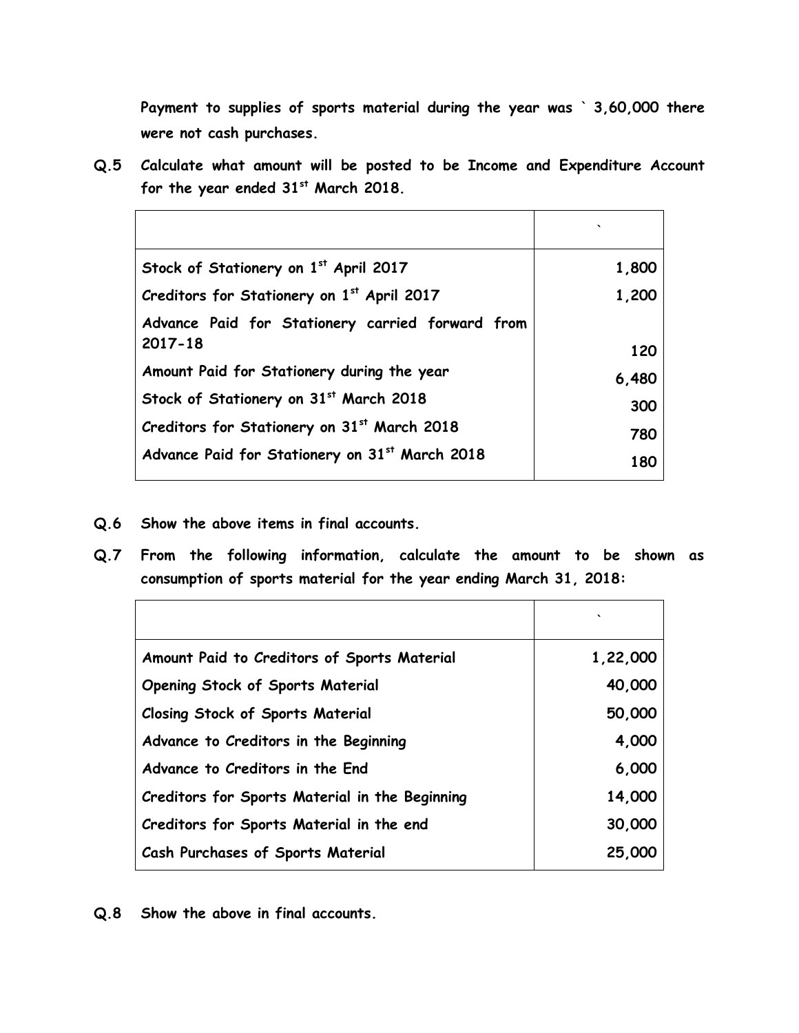Payment to supplies of sports material during the year was ` 3,60,000 there were not cash purchases.

**Q.5** **Calculate what amount will be posted to be Income and Expenditure Account for the year ended 31st March 2018.**

| | ` |
|---|---|
| Stock of Stationery on 1st April 2017 | 1,800 |
| Creditors for Stationery on 1st April 2017 | 1,200 |
| Advance Paid for Stationery carried forward from 2017-18 | 120 |
| Amount Paid for Stationery during the year | 6,480 |
| Stock of Stationery on 31st March 2018 | 300 |
| Creditors for Stationery on 31st March 2018 | 780 |
| Advance Paid for Stationery on 31st March 2018 | 180 |

**Q.6** **Show the above items in final accounts.**

**Q.7** **From the following information, calculate the amount to be shown as consumption of sports material for the year ending March 31, 2018:**

| | ` |
|---|---|
| Amount Paid to Creditors of Sports Material | 1,22,000 |
| Opening Stock of Sports Material | 40,000 |
| Closing Stock of Sports Material | 50,000 |
| Advance to Creditors in the Beginning | 4,000 |
| Advance to Creditors in the End | 6,000 |
| Creditors for Sports Material in the Beginning | 14,000 |
| Creditors for Sports Material in the end | 30,000 |
| Cash Purchases of Sports Material | 25,000 |

**Q.8** **Show the above in final accounts.**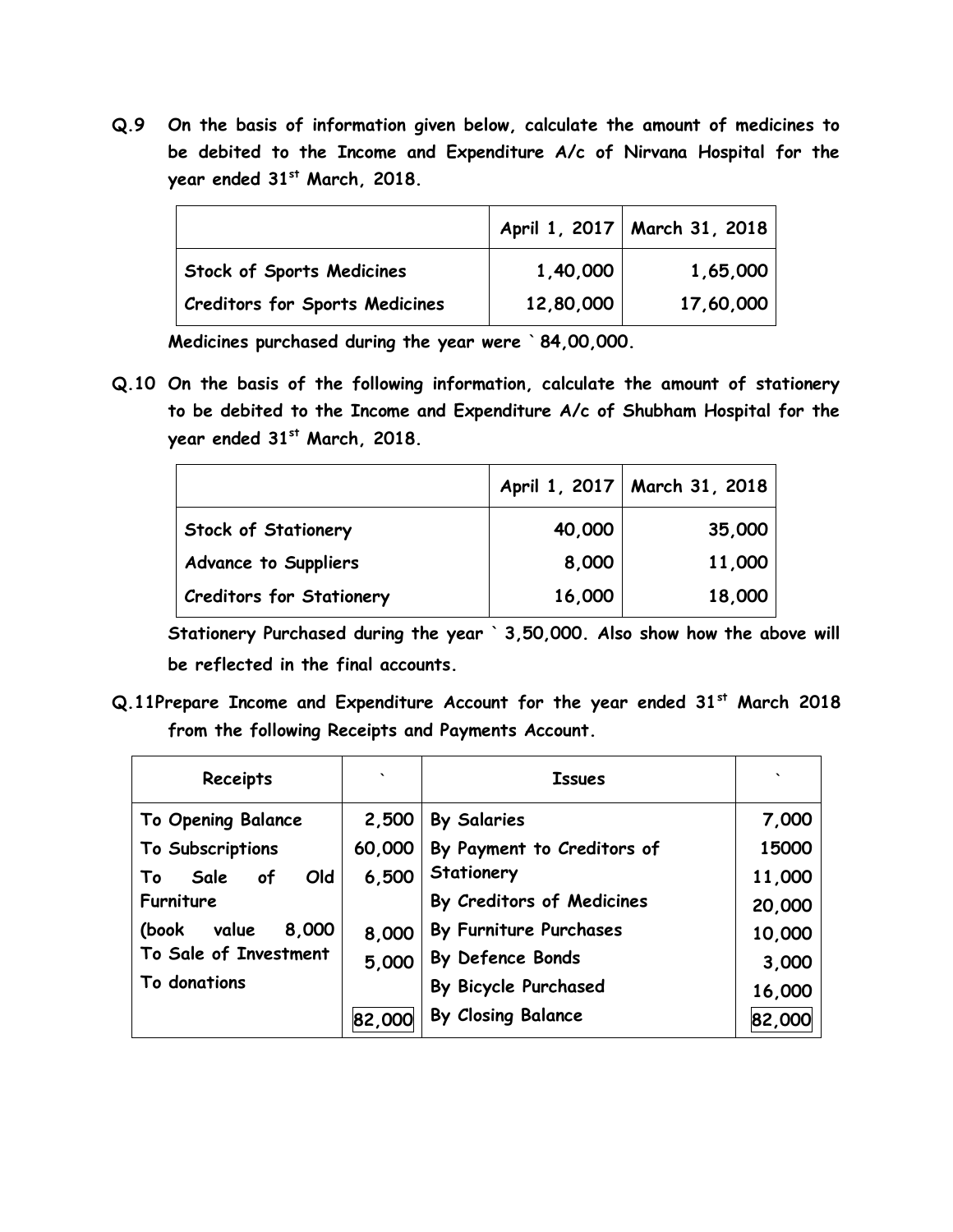**Q.9 On the basis of information given below, calculate the amount of medicines to be debited to the Income and Expenditure A/c of Nirvana Hospital for the year ended 31[st] March, 2018.**

| | April 1, 2017 | March 31, 2018 |
|---|---|---|
| Stock of Sports Medicines | 1,40,000 | 1,65,000 |
| Creditors for Sports Medicines | 12,80,000 | 17,60,000 |

**Medicines purchased during the year were ` 84,00,000.**

**Q.10 On the basis of the following information, calculate the amount of stationery to be debited to the Income and Expenditure A/c of Shubham Hospital for the year ended 31[st] March, 2018.**

| | April 1, 2017 | March 31, 2018 |
|---|---|---|
| Stock of Stationery | 40,000 | 35,000 |
| Advance to Suppliers | 8,000 | 11,000 |
| Creditors for Stationery | 16,000 | 18,000 |

**Stationery Purchased during the year ` 3,50,000. Also show how the above will be reflected in the final accounts.**

**Q.11 Prepare Income and Expenditure Account for the year ended 31[st] March 2018 from the following Receipts and Payments Account.**

| Receipts | ` | Issues | ` |
|---|---|---|---|
| To Opening Balance | 2,500 | By Salaries | 7,000 |
| To Subscriptions | 60,000 | By Payment to Creditors of Stationery | 15000 |
| To Sale of Old Furniture | 6,500 | By Creditors of Medicines | 11,000 |
| (book value 8,000 | 8,000 | By Furniture Purchases | 20,000 |
| To Sale of Investment | 5,000 | By Defence Bonds | 10,000 |
| To donations | | By Bicycle Purchased | 3,000 |
| | | By Closing Balance | 16,000 |
| | 82,000 | | 82,000 |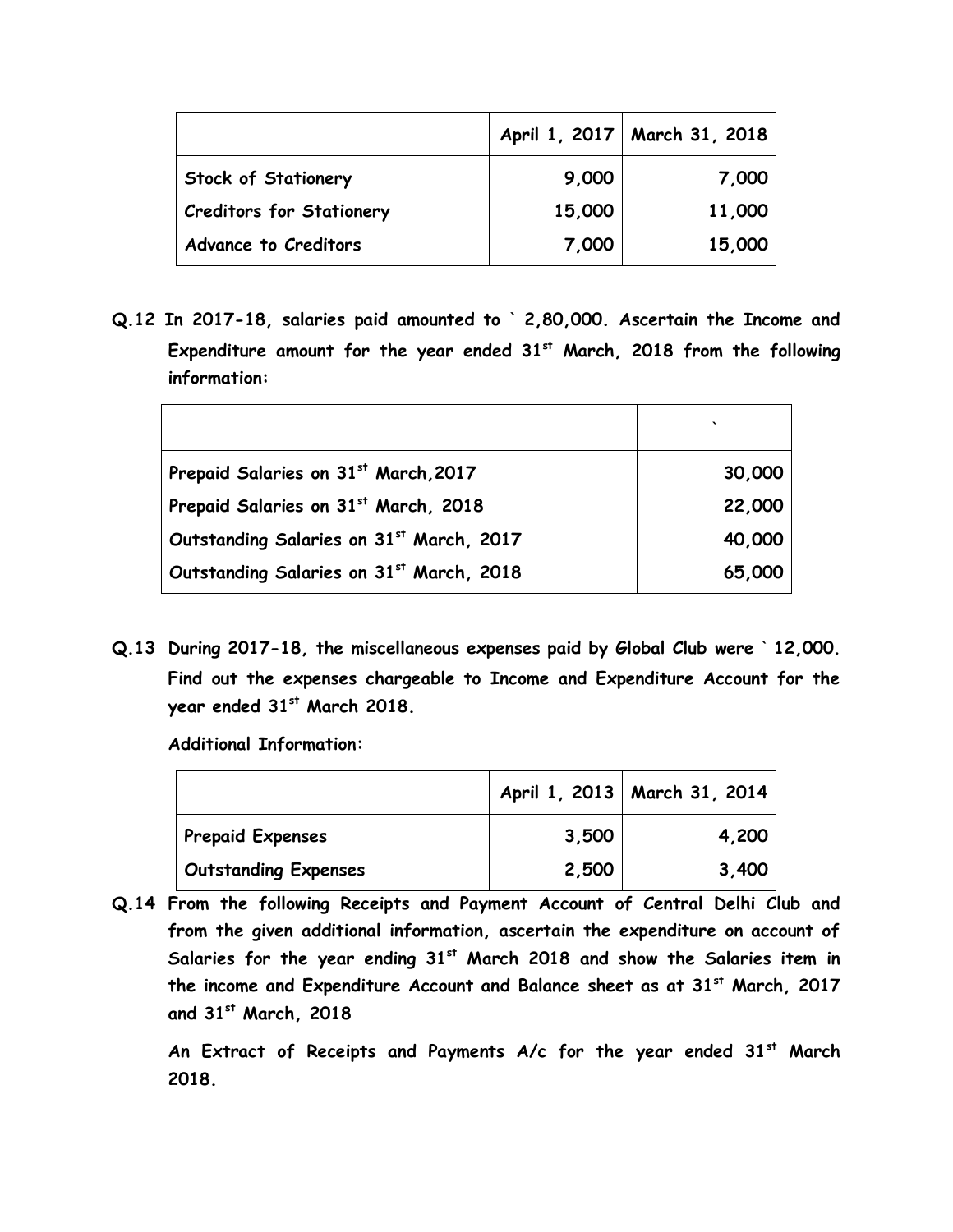| | April 1, 2017 | March 31, 2018 |
|---|---:|---:|
| Stock of Stationery | 9,000 | 7,000 |
| Creditors for Stationery | 15,000 | 11,000 |
| Advance to Creditors | 7,000 | 15,000 |

**Q.12 In 2017-18, salaries paid amounted to ` 2,80,000. Ascertain the Income and Expenditure amount for the year ended 31st March, 2018 from the following information:**

| | ` |
|---|---:|
| Prepaid Salaries on 31st March, 2017 | 30,000 |
| Prepaid Salaries on 31st March, 2018 | 22,000 |
| Outstanding Salaries on 31st March, 2017 | 40,000 |
| Outstanding Salaries on 31st March, 2018 | 65,000 |

**Q.13 During 2017-18, the miscellaneous expenses paid by Global Club were ` 12,000. Find out the expenses chargeable to Income and Expenditure Account for the year ended 31st March 2018.**

**Additional Information:**

| | April 1, 2013 | March 31, 2014 |
|---|---:|---:|
| Prepaid Expenses | 3,500 | 4,200 |
| Outstanding Expenses | 2,500 | 3,400 |

**Q.14 From the following Receipts and Payment Account of Central Delhi Club and from the given additional information, ascertain the expenditure on account of Salaries for the year ending 31st March 2018 and show the Salaries item in the income and Expenditure Account and Balance sheet as at 31st March, 2017 and 31st March, 2018**

**An Extract of Receipts and Payments A/c for the year ended 31st March 2018.**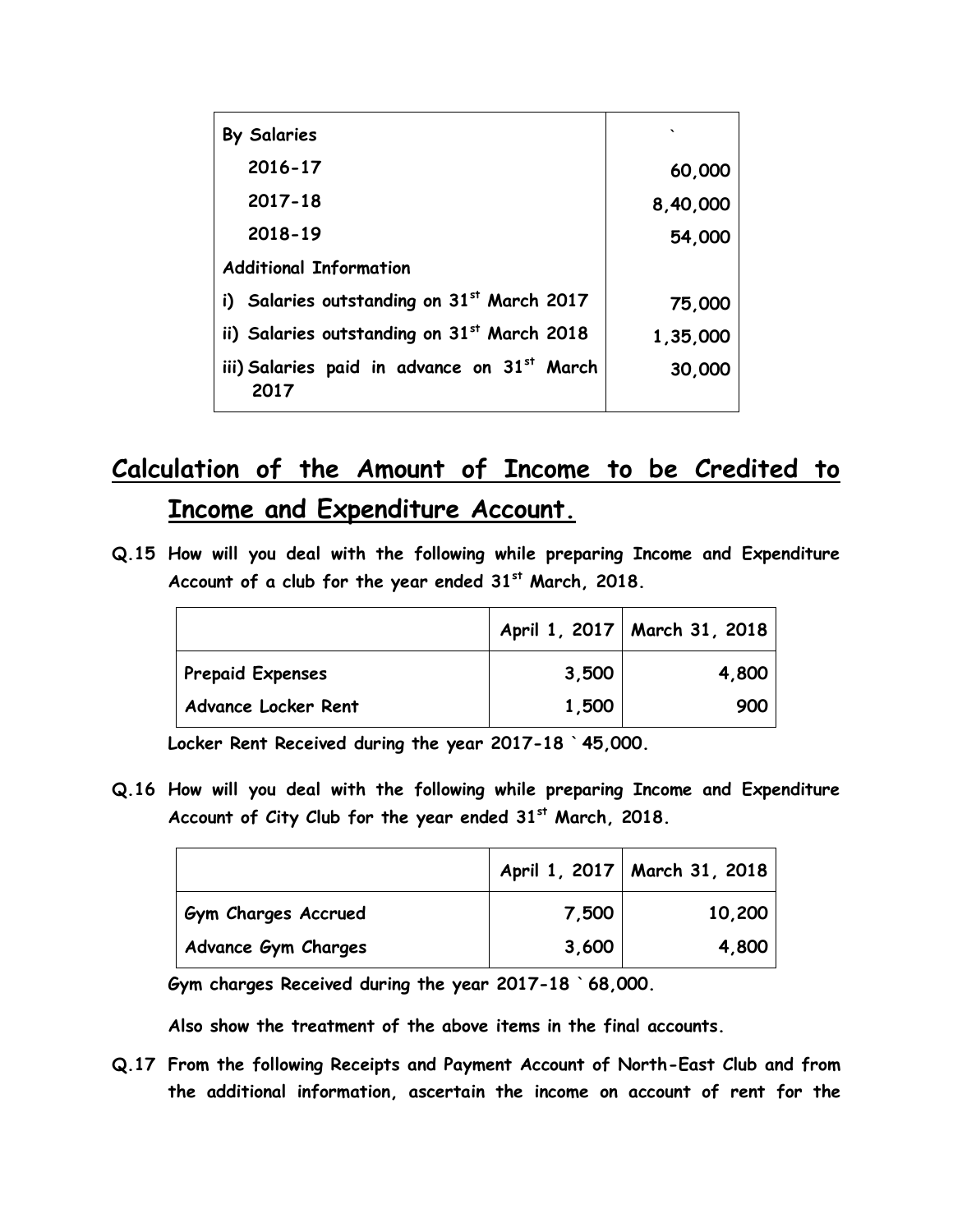| By Salaries | ` |
|---|---|
| 2016-17 | 60,000 |
| 2017-18 | 8,40,000 |
| 2018-19 | 54,000 |
| Additional Information | |
| i) Salaries outstanding on 31st March 2017 | 75,000 |
| ii) Salaries outstanding on 31st March 2018 | 1,35,000 |
| iii) Salaries paid in advance on 31st March 2017 | 30,000 |

## Calculation of the Amount of Income to be Credited to Income and Expenditure Account.

**Q.15 How will you deal with the following while preparing Income and Expenditure Account of a club for the year ended 31st March, 2018.**

| | April 1, 2017 | March 31, 2018 |
|---|---|---|
| Prepaid Expenses | 3,500 | 4,800 |
| Advance Locker Rent | 1,500 | 900 |

**Locker Rent Received during the year 2017-18 ` 45,000.**

**Q.16 How will you deal with the following while preparing Income and Expenditure Account of City Club for the year ended 31st March, 2018.**

| | April 1, 2017 | March 31, 2018 |
|---|---|---|
| Gym Charges Accrued | 7,500 | 10,200 |
| Advance Gym Charges | 3,600 | 4,800 |

**Gym charges Received during the year 2017-18 ` 68,000.**

**Also show the treatment of the above items in the final accounts.**

**Q.17 From the following Receipts and Payment Account of North-East Club and from the additional information, ascertain the income on account of rent for the**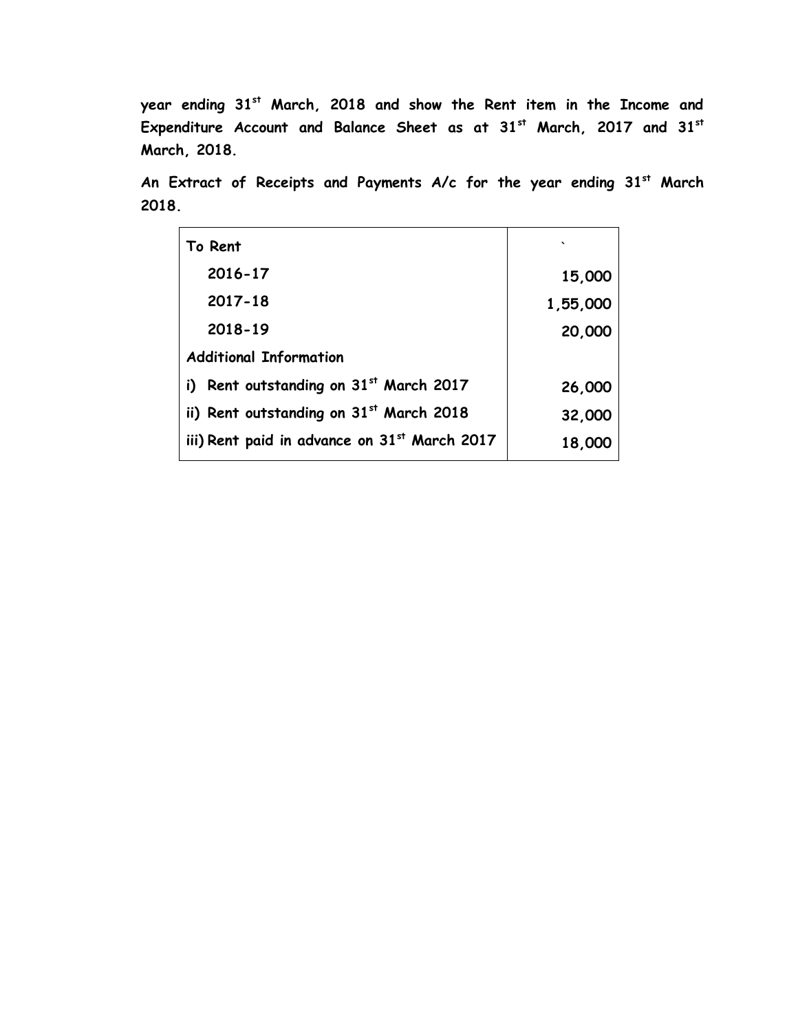**year ending 31st March, 2018 and show the Rent item in the Income and Expenditure Account and Balance Sheet as at 31st March, 2017 and 31st March, 2018.**

**An Extract of Receipts and Payments A/c for the year ending 31st March 2018.**

| To Rent | ` |
|---|---|
| 2016-17 | 15,000 |
| 2017-18 | 1,55,000 |
| 2018-19 | 20,000 |
| Additional Information | |
| i) Rent outstanding on 31st March 2017 | 26,000 |
| ii) Rent outstanding on 31st March 2018 | 32,000 |
| iii) Rent paid in advance on 31st March 2017 | 18,000 |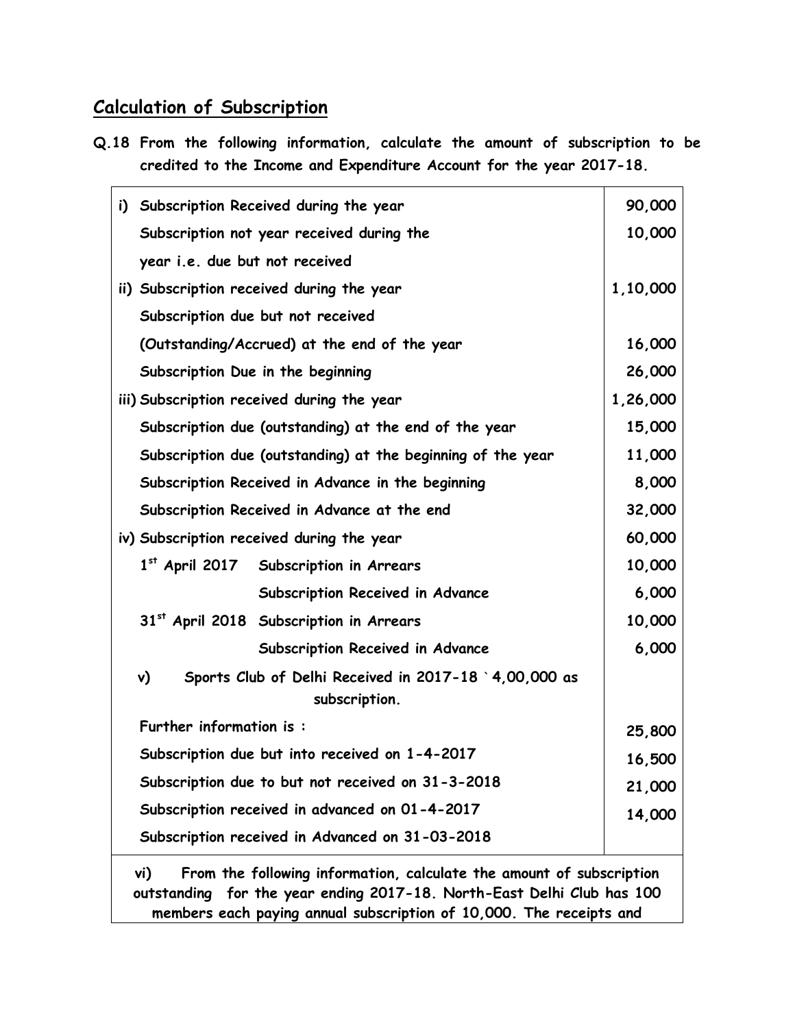## Calculation of Subscription

**Q.18 From the following information, calculate the amount of subscription to be credited to the Income and Expenditure Account for the year 2017-18.**

| | |
|---|---|
| **i) Subscription Received during the year** | **90,000** |
| **Subscription not year received during the year i.e. due but not received** | **10,000** |
| **ii) Subscription received during the year** | **1,10,000** |
| **Subscription due but not received (Outstanding/Accrued) at the end of the year** | **16,000** |
| **Subscription Due in the beginning** | **26,000** |
| **iii) Subscription received during the year** | **1,26,000** |
| **Subscription due (outstanding) at the end of the year** | **15,000** |
| **Subscription due (outstanding) at the beginning of the year** | **11,000** |
| **Subscription Received in Advance in the beginning** | **8,000** |
| **Subscription Received in Advance at the end** | **32,000** |
| **iv) Subscription received during the year** | **60,000** |
| **1st April 2017 Subscription in Arrears** | **10,000** |
| **Subscription Received in Advance** | **6,000** |
| **31st April 2018 Subscription in Arrears** | **10,000** |
| **Subscription Received in Advance** | **6,000** |
| **v) Sports Club of Delhi Received in 2017-18 ` 4,00,000 as subscription.** | |
| **Further information is :** | |
| **Subscription due but into received on 1-4-2017** | **25,800** |
| **Subscription due to but not received on 31-3-2018** | **16,500** |
| **Subscription received in advanced on 01-4-2017** | **21,000** |
| **Subscription received in Advanced on 31-03-2018** | **14,000** |

**vi) From the following information, calculate the amount of subscription outstanding for the year ending 2017-18. North-East Delhi Club has 100 members each paying annual subscription of 10,000. The receipts and**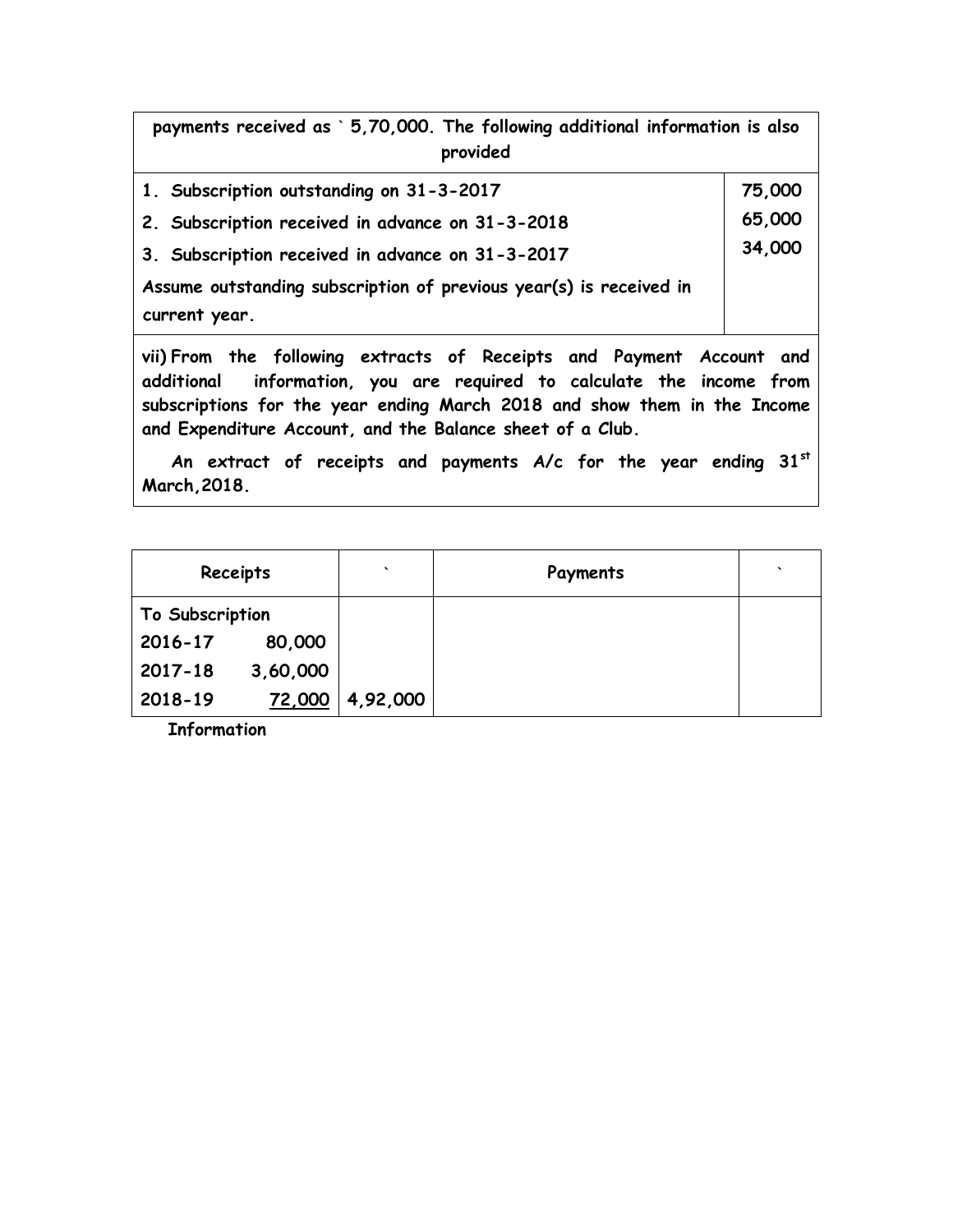payments received as ` 5,70,000. The following additional information is also provided

| | |
|---|---|
| 1. Subscription outstanding on 31-3-2017 | 75,000 |
| 2. Subscription received in advance on 31-3-2018 | 65,000 |
| 3. Subscription received in advance on 31-3-2017 | 34,000 |
| Assume outstanding subscription of previous year(s) is received in current year. | |

**vii)** From the following extracts of Receipts and Payment Account and additional information, you are required to calculate the income from subscriptions for the year ending March 2018 and show them in the Income and Expenditure Account, and the Balance sheet of a Club.

An extract of receipts and payments A/c for the year ending 31st March, 2018.

| Receipts | | ` | Payments | ` |
|---|---|---|---|---|
| To Subscription | | | | |
| 2016-17 | 80,000 | | | |
| 2017-18 | 3,60,000 | | | |
| 2018-19 | 72,000 | 4,92,000 | | |

Information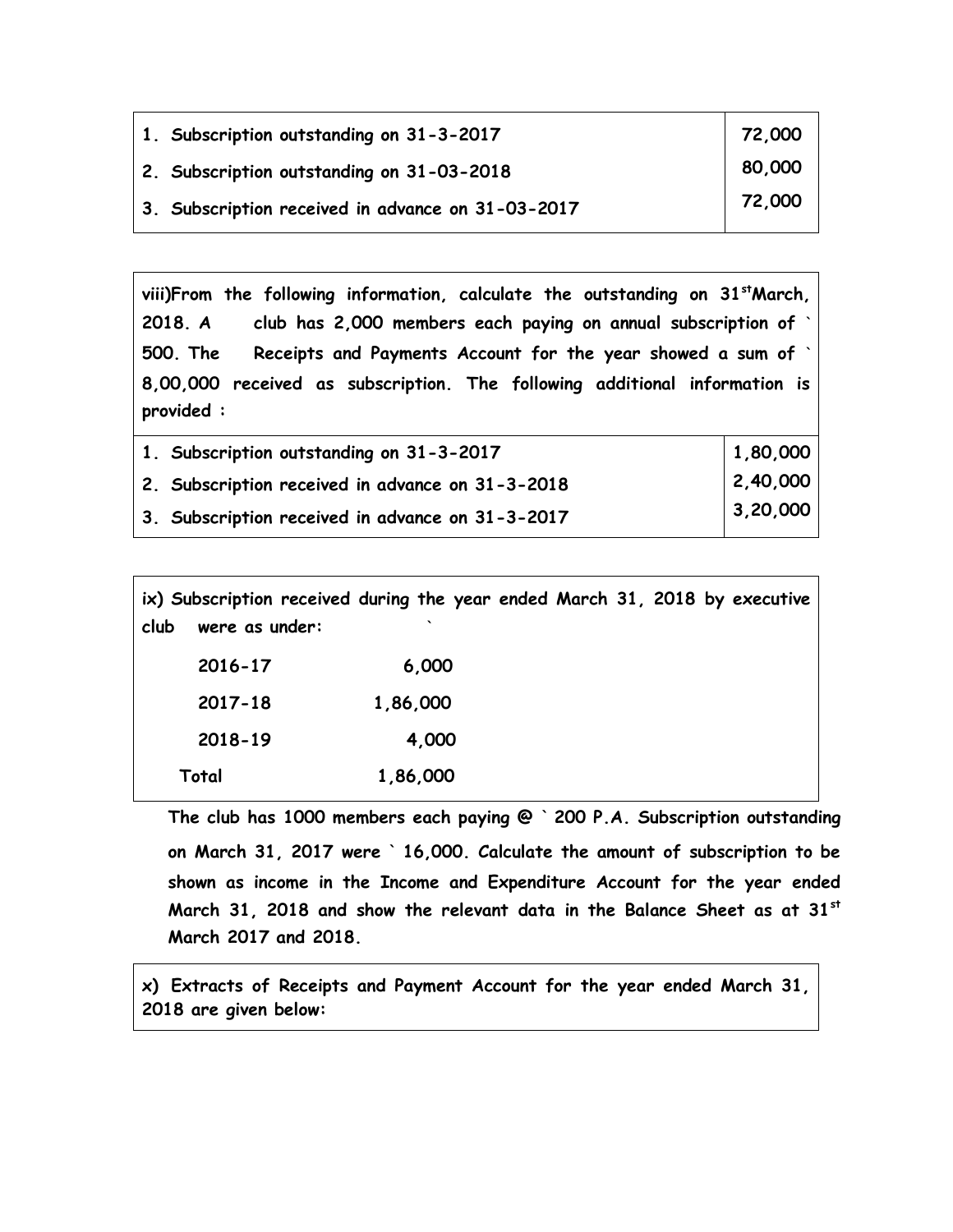| | |
|---|---|
| 1. Subscription outstanding on 31-3-2017 | 72,000 |
| 2. Subscription outstanding on 31-03-2018 | 80,000 |
| 3. Subscription received in advance on 31-03-2017 | 72,000 |

**viii)From the following information, calculate the outstanding on 31st March, 2018. A club has 2,000 members each paying on annual subscription of ` 500. The Receipts and Payments Account for the year showed a sum of ` 8,00,000 received as subscription. The following additional information is provided :**

| | |
|---|---|
| 1. Subscription outstanding on 31-3-2017 | 1,80,000 |
| 2. Subscription received in advance on 31-3-2018 | 2,40,000 |
| 3. Subscription received in advance on 31-3-2017 | 3,20,000 |

**ix) Subscription received during the year ended March 31, 2018 by executive club were as under:** `

| | |
|---|---|
| 2016-17 | 6,000 |
| 2017-18 | 1,86,000 |
| 2018-19 | 4,000 |
| Total | 1,86,000 |

**The club has 1000 members each paying @ ` 200 P.A. Subscription outstanding on March 31, 2017 were ` 16,000. Calculate the amount of subscription to be shown as income in the Income and Expenditure Account for the year ended March 31, 2018 and show the relevant data in the Balance Sheet as at 31st March 2017 and 2018.**

**x) Extracts of Receipts and Payment Account for the year ended March 31, 2018 are given below:**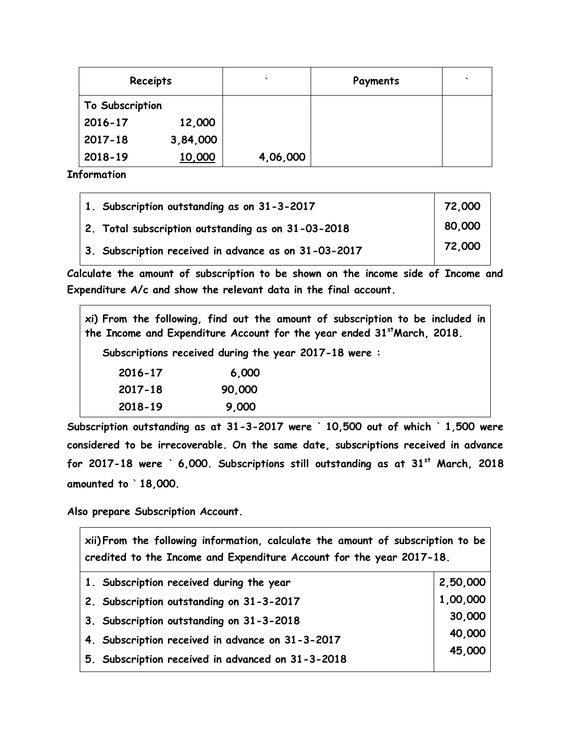| Receipts | | ` | Payments | ` |
|---|---|---|---|---|
| To Subscription | | | | |
| 2016-17 | 12,000 | | | |
| 2017-18 | 3,84,000 | | | |
| 2018-19 | 10,000 | 4,06,000 | | |

**Information**

| | |
|---|---|
| 1. Subscription outstanding as on 31-3-2017 | 72,000 |
| 2. Total subscription outstanding as on 31-03-2018 | 80,000 |
| 3. Subscription received in advance as on 31-03-2017 | 72,000 |

**Calculate the amount of subscription to be shown on the income side of Income and Expenditure A/c and show the relevant data in the final account.**

**xi) From the following, find out the amount of subscription to be included in the Income and Expenditure Account for the year ended 31st March, 2018.**

**Subscriptions received during the year 2017-18 were :**

| | |
|---|---|
| 2016-17 | 6,000 |
| 2017-18 | 90,000 |
| 2018-19 | 9,000 |

**Subscription outstanding as at 31-3-2017 were ` 10,500 out of which ` 1,500 were considered to be irrecoverable. On the same date, subscriptions received in advance for 2017-18 were ` 6,000. Subscriptions still outstanding as at 31st March, 2018 amounted to ` 18,000.**

**Also prepare Subscription Account.**

**xii) From the following information, calculate the amount of subscription to be credited to the Income and Expenditure Account for the year 2017-18.**

| | |
|---|---|
| 1. Subscription received during the year | 2,50,000 |
| 2. Subscription outstanding on 31-3-2017 | 1,00,000 |
| 3. Subscription outstanding on 31-3-2018 | 30,000 |
| 4. Subscription received in advance on 31-3-2017 | 40,000 |
| 5. Subscription received in advanced on 31-3-2018 | 45,000 |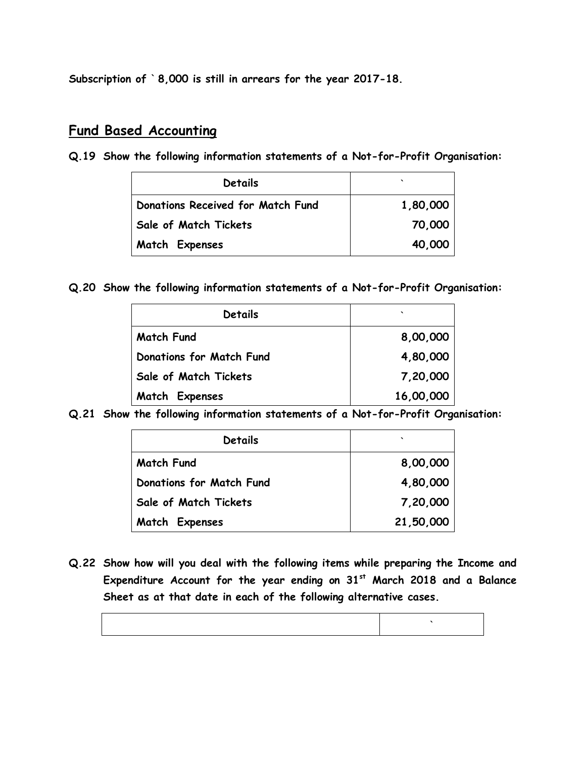**Subscription of ` 8,000 is still in arrears for the year 2017-18.**

## Fund Based Accounting

**Q.19 Show the following information statements of a Not-for-Profit Organisation:**

| Details | ` |
|---|---|
| Donations Received for Match Fund | 1,80,000 |
| Sale of Match Tickets | 70,000 |
| Match Expenses | 40,000 |

**Q.20 Show the following information statements of a Not-for-Profit Organisation:**

| Details | ` |
|---|---|
| Match Fund | 8,00,000 |
| Donations for Match Fund | 4,80,000 |
| Sale of Match Tickets | 7,20,000 |
| Match Expenses | 16,00,000 |

**Q.21 Show the following information statements of a Not-for-Profit Organisation:**

| Details | ` |
|---|---|
| Match Fund | 8,00,000 |
| Donations for Match Fund | 4,80,000 |
| Sale of Match Tickets | 7,20,000 |
| Match Expenses | 21,50,000 |

**Q.22 Show how will you deal with the following items while preparing the Income and Expenditure Account for the year ending on 31st March 2018 and a Balance Sheet as at that date in each of the following alternative cases.**

| | ` |
|---|---|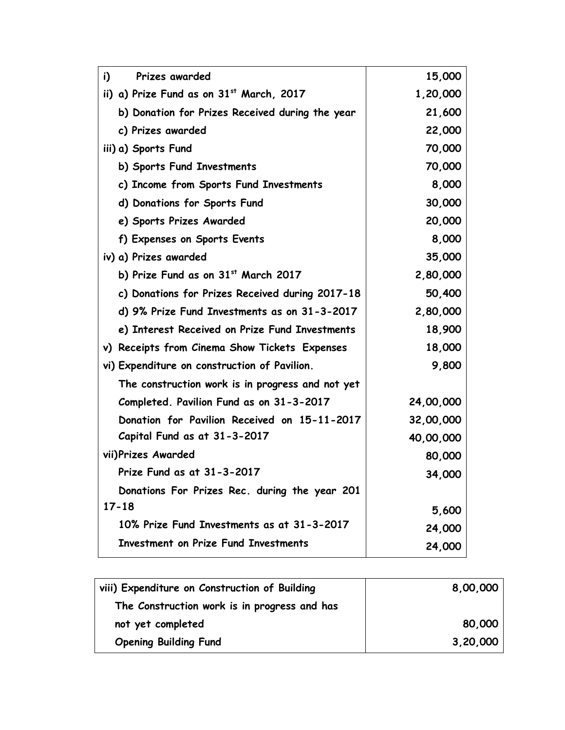| | |
|---|---|
| i) Prizes awarded | 15,000 |
| ii) a) Prize Fund as on 31st March, 2017 | 1,20,000 |
| b) Donation for Prizes Received during the year | 21,600 |
| c) Prizes awarded | 22,000 |
| iii) a) Sports Fund | 70,000 |
| b) Sports Fund Investments | 70,000 |
| c) Income from Sports Fund Investments | 8,000 |
| d) Donations for Sports Fund | 30,000 |
| e) Sports Prizes Awarded | 20,000 |
| f) Expenses on Sports Events | 8,000 |
| iv) a) Prizes awarded | 35,000 |
| b) Prize Fund as on 31st March 2017 | 2,80,000 |
| c) Donations for Prizes Received during 2017-18 | 50,400 |
| d) 9% Prize Fund Investments as on 31-3-2017 | 2,80,000 |
| e) Interest Received on Prize Fund Investments | 18,900 |
| v) Receipts from Cinema Show Tickets Expenses | 18,000 |
| vi) Expenditure on construction of Pavilion. | 9,800 |
| The construction work is in progress and not yet | |
| Completed. Pavilion Fund as on 31-3-2017 | 24,00,000 |
| Donation for Pavilion Received on 15-11-2017 | 32,00,000 |
| Capital Fund as at 31-3-2017 | 40,00,000 |
| vii) Prizes Awarded | 80,000 |
| Prize Fund as at 31-3-2017 | 34,000 |
| Donations For Prizes Rec. during the year 201 17-18 | 5,600 |
| 10% Prize Fund Investments as at 31-3-2017 | 24,000 |
| Investment on Prize Fund Investments | 24,000 |

| | |
|---|---|
| viii) Expenditure on Construction of Building | 8,00,000 |
| The Construction work is in progress and has | |
| not yet completed | 80,000 |
| Opening Building Fund | 3,20,000 |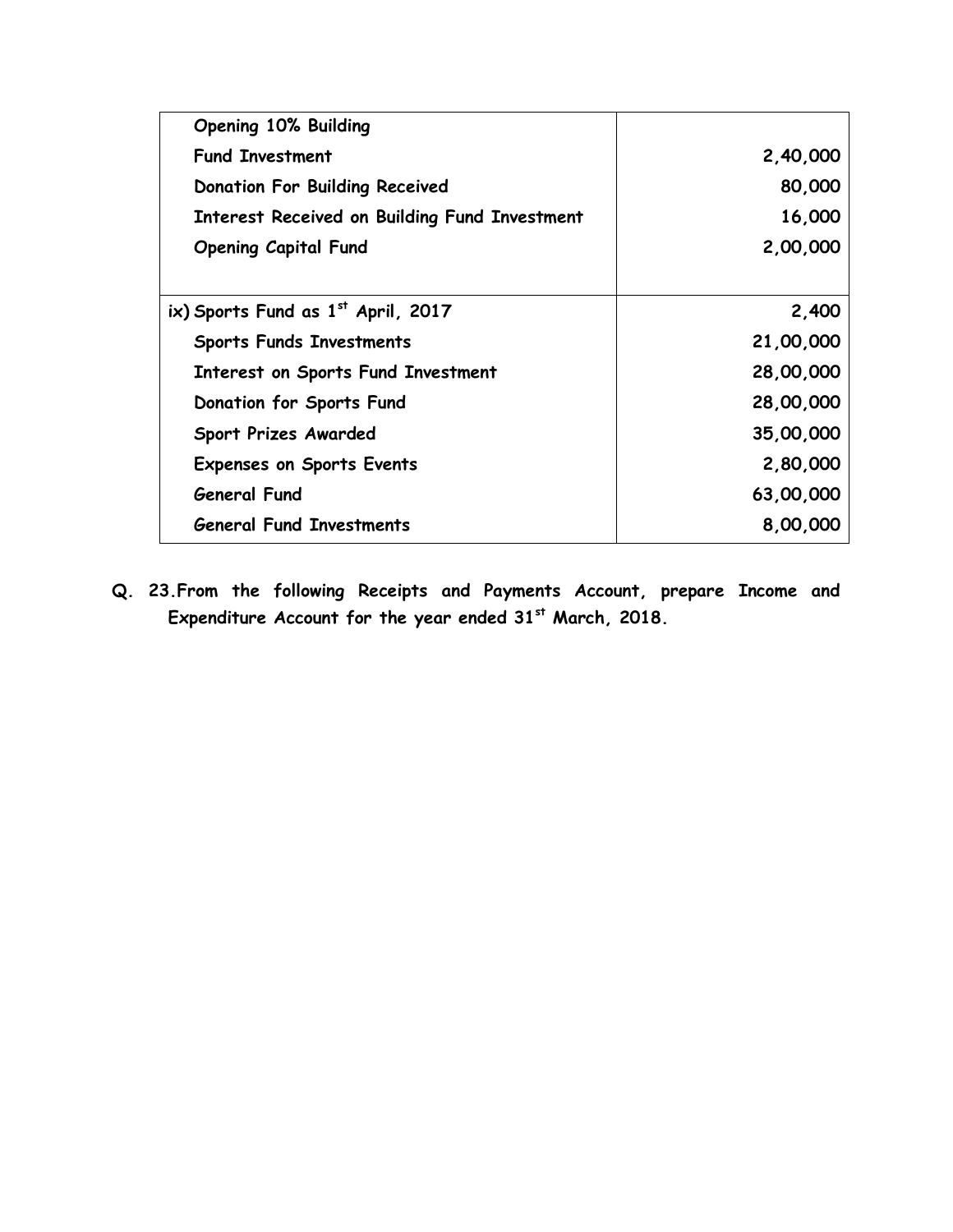| | |
|---|---|
| Opening 10% Building Fund Investment | 2,40,000 |
| Donation For Building Received | 80,000 |
| Interest Received on Building Fund Investment | 16,000 |
| Opening Capital Fund | 2,00,000 |
| ix) Sports Fund as 1st April, 2017 | 2,400 |
| Sports Funds Investments | 21,00,000 |
| Interest on Sports Fund Investment | 28,00,000 |
| Donation for Sports Fund | 28,00,000 |
| Sport Prizes Awarded | 35,00,000 |
| Expenses on Sports Events | 2,80,000 |
| General Fund | 63,00,000 |
| General Fund Investments | 8,00,000 |

**Q. 23.From the following Receipts and Payments Account, prepare Income and Expenditure Account for the year ended 31st March, 2018.**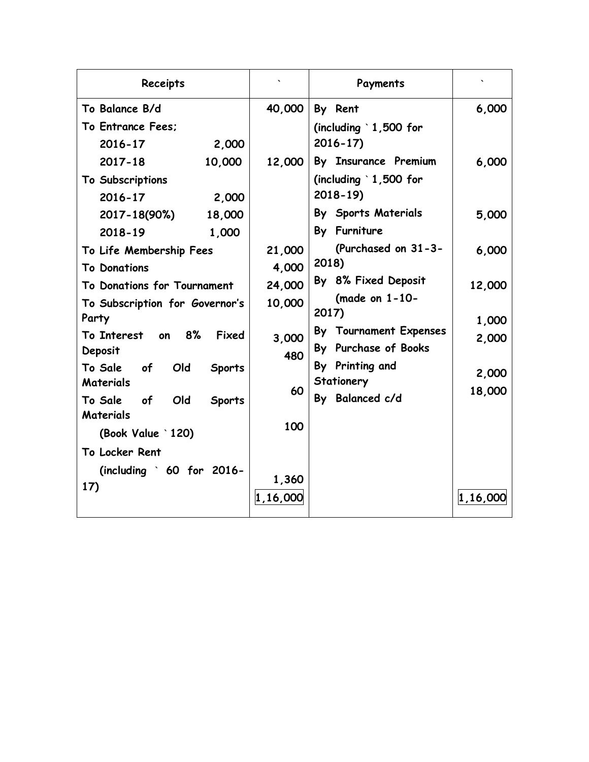| Receipts | | ` | Payments | ` |
|---|---|---|---|---|
| To Balance B/d | | 40,000 | By Rent (including ` 1,500 for 2016-17) | 6,000 |
| To Entrance Fees; | | | | |
| 2016-17 | 2,000 | | | |
| 2017-18 | 10,000 | 12,000 | By Insurance Premium (including ` 1,500 for 2018-19) | 6,000 |
| To Subscriptions | | | | |
| 2016-17 | 2,000 | | | |
| 2017-18(90%) | 18,000 | | By Sports Materials | 5,000 |
| 2018-19 | 1,000 | | By Furniture (Purchased on 31-3-2018) | 6,000 |
| To Life Membership Fees | | 21,000 | | |
| To Donations | | 4,000 | | |
| To Donations for Tournament | | 24,000 | By 8% Fixed Deposit (made on 1-10-2017) | 12,000 |
| To Subscription for Governor's Party | | 10,000 | | |
| To Interest on 8% Fixed Deposit | | 3,000 | By Tournament Expenses | 1,000 |
| To Sale of Old Sports Materials | | 480 | By Purchase of Books | 2,000 |
| To Sale of Old Sports Materials (Book Value ` 120) | | 60 | By Printing and Stationery | 2,000 |
| To Locker Rent (including ` 60 for 2016-17) | | 100 | By Balanced c/d | 18,000 |
| | | 1,360 | | |
| | | 1,16,000 | | 1,16,000 |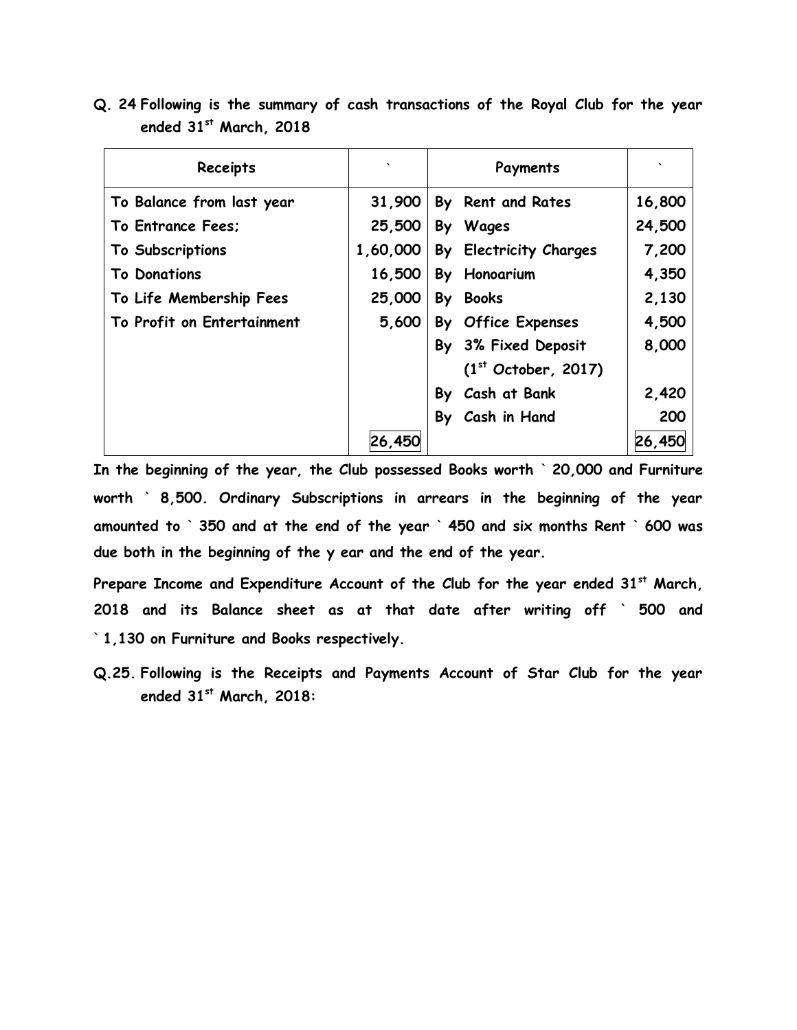**Q. 24 Following is the summary of cash transactions of the Royal Club for the year ended 31st March, 2018**

| Receipts | ` | Payments | ` |
|---|---|---|---|
| To Balance from last year | 31,900 | By Rent and Rates | 16,800 |
| To Entrance Fees; | 25,500 | By Wages | 24,500 |
| To Subscriptions | 1,60,000 | By Electricity Charges | 7,200 |
| To Donations | 16,500 | By Honoarium | 4,350 |
| To Life Membership Fees | 25,000 | By Books | 2,130 |
| To Profit on Entertainment | 5,600 | By Office Expenses | 4,500 |
| | | By 3% Fixed Deposit (1st October, 2017) | 8,000 |
| | | By Cash at Bank | 2,420 |
| | | By Cash in Hand | 200 |
| | 26,450 | | 26,450 |

**In the beginning of the year, the Club possessed Books worth ` 20,000 and Furniture worth ` 8,500. Ordinary Subscriptions in arrears in the beginning of the year amounted to ` 350 and at the end of the year ` 450 and six months Rent ` 600 was due both in the beginning of the y ear and the end of the year.**

**Prepare Income and Expenditure Account of the Club for the year ended 31st March, 2018 and its Balance sheet as at that date after writing off ` 500 and ` 1,130 on Furniture and Books respectively.**

**Q.25. Following is the Receipts and Payments Account of Star Club for the year ended 31st March, 2018:**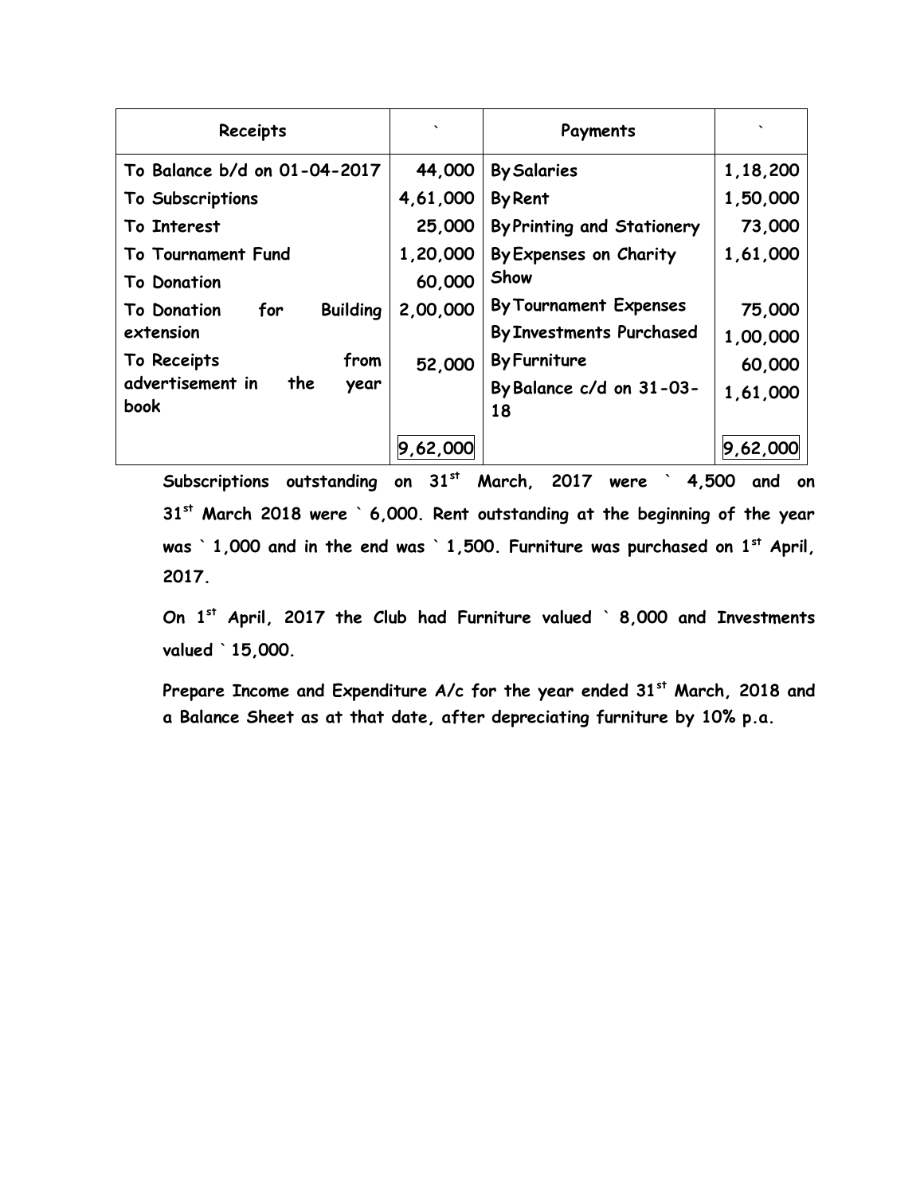| Receipts | ` | Payments | ` |
|---|---|---|---|
| To Balance b/d on 01-04-2017 | 44,000 | By Salaries | 1,18,200 |
| To Subscriptions | 4,61,000 | By Rent | 1,50,000 |
| To Interest | 25,000 | By Printing and Stationery | 73,000 |
| To Tournament Fund | 1,20,000 | By Expenses on Charity Show | 1,61,000 |
| To Donation | 60,000 | By Tournament Expenses | 75,000 |
| To Donation for Building extension | 2,00,000 | By Investments Purchased | 1,00,000 |
| To Receipts from advertisement in the year book | 52,000 | By Furniture | 60,000 |
| | | By Balance c/d on 31-03-18 | 1,61,000 |
| | 9,62,000 | | 9,62,000 |

**Subscriptions outstanding on 31st March, 2017 were ` 4,500 and on 31st March 2018 were ` 6,000. Rent outstanding at the beginning of the year was ` 1,000 and in the end was ` 1,500. Furniture was purchased on 1st April, 2017.**

**On 1st April, 2017 the Club had Furniture valued ` 8,000 and Investments valued ` 15,000.**

**Prepare Income and Expenditure A/c for the year ended 31st March, 2018 and a Balance Sheet as at that date, after depreciating furniture by 10% p.a.**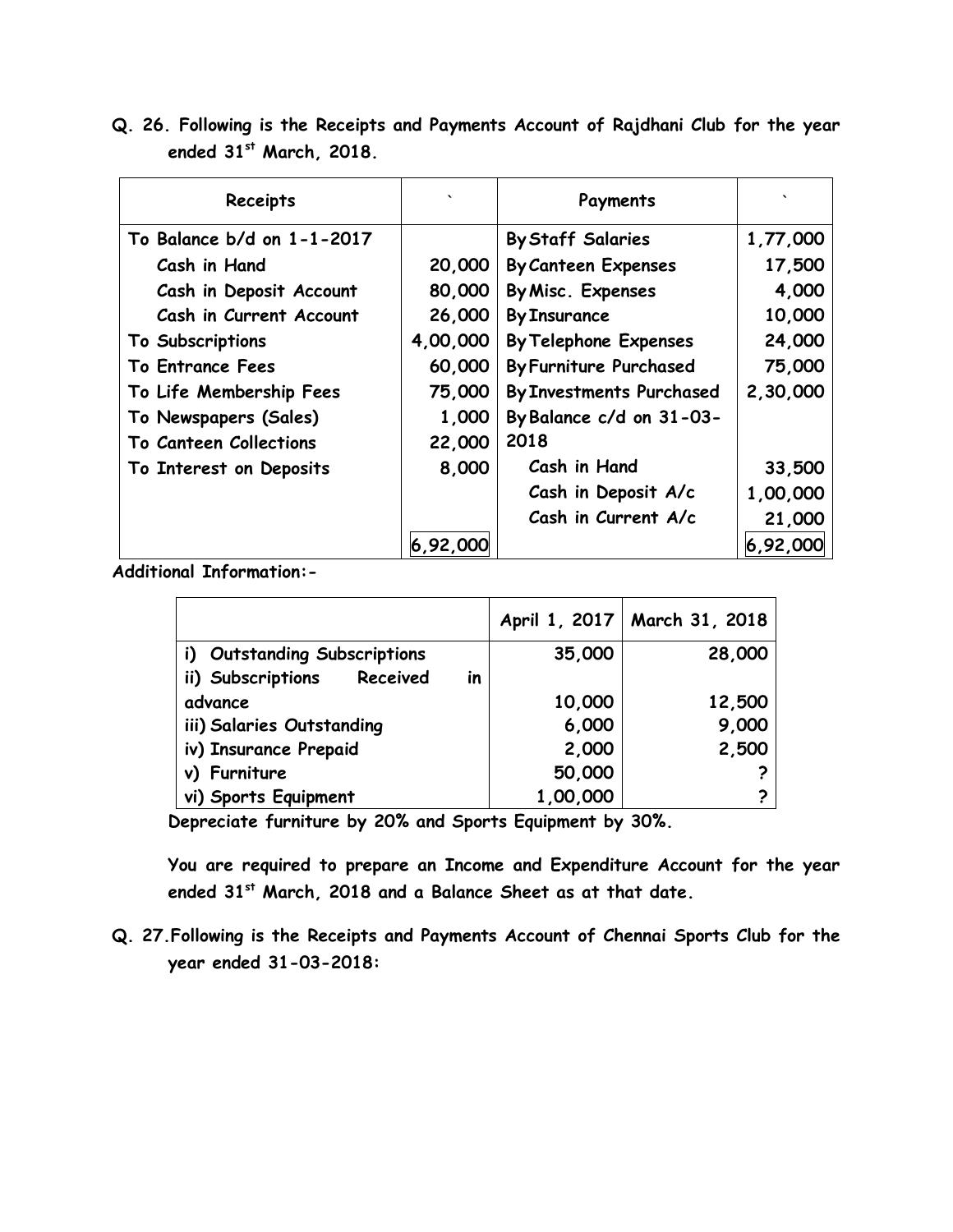**Q. 26. Following is the Receipts and Payments Account of Rajdhani Club for the year ended 31st March, 2018.**

| Receipts | ` | Payments | ` |
|---|---|---|---|
| To Balance b/d on 1-1-2017 | | By Staff Salaries | 1,77,000 |
| Cash in Hand | 20,000 | By Canteen Expenses | 17,500 |
| Cash in Deposit Account | 80,000 | By Misc. Expenses | 4,000 |
| Cash in Current Account | 26,000 | By Insurance | 10,000 |
| To Subscriptions | 4,00,000 | By Telephone Expenses | 24,000 |
| To Entrance Fees | 60,000 | By Furniture Purchased | 75,000 |
| To Life Membership Fees | 75,000 | By Investments Purchased | 2,30,000 |
| To Newspapers (Sales) | 1,000 | By Balance c/d on 31-03-2018 | |
| To Canteen Collections | 22,000 | | |
| To Interest on Deposits | 8,000 | Cash in Hand | 33,500 |
| | | Cash in Deposit A/c | 1,00,000 |
| | | Cash in Current A/c | 21,000 |
| | 6,92,000 | | 6,92,000 |

**Additional Information:-**

| | April 1, 2017 | March 31, 2018 |
|---|---|---|
| i) Outstanding Subscriptions | 35,000 | 28,000 |
| ii) Subscriptions Received in advance | 10,000 | 12,500 |
| iii) Salaries Outstanding | 6,000 | 9,000 |
| iv) Insurance Prepaid | 2,000 | 2,500 |
| v) Furniture | 50,000 | ? |
| vi) Sports Equipment | 1,00,000 | ? |

**Depreciate furniture by 20% and Sports Equipment by 30%.**

**You are required to prepare an Income and Expenditure Account for the year ended 31st March, 2018 and a Balance Sheet as at that date.**

**Q. 27. Following is the Receipts and Payments Account of Chennai Sports Club for the year ended 31-03-2018:**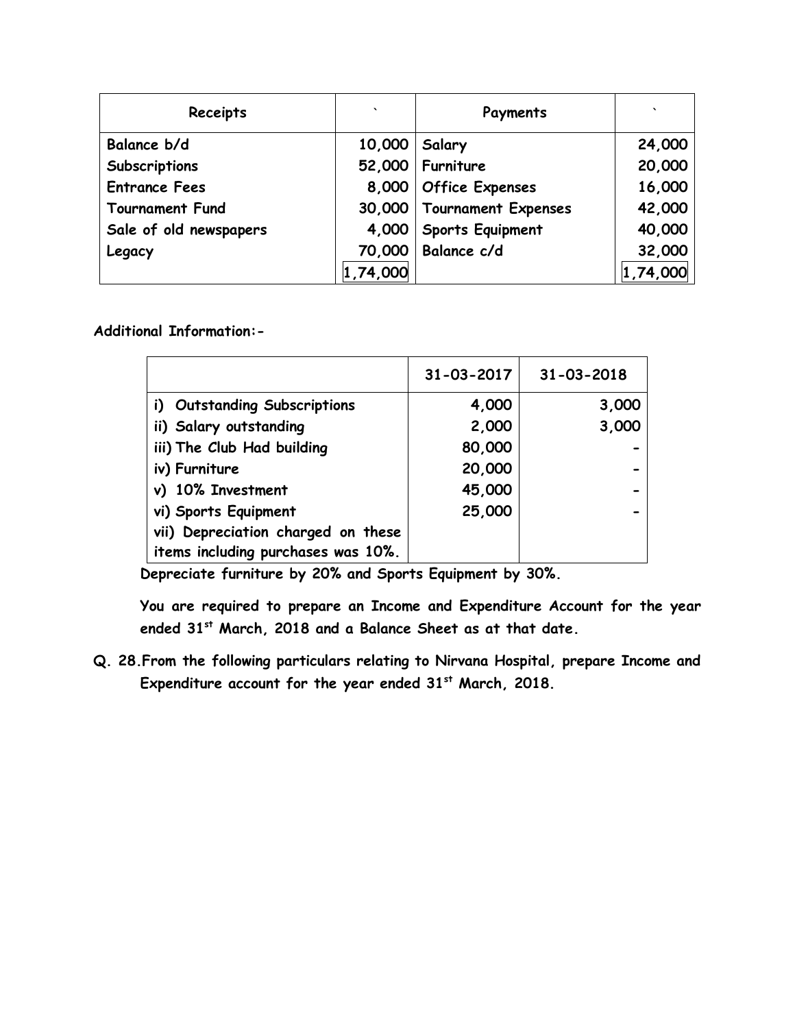| Receipts | ` | Payments | ` |
|---|---|---|---|
| Balance b/d | 10,000 | Salary | 24,000 |
| Subscriptions | 52,000 | Furniture | 20,000 |
| Entrance Fees | 8,000 | Office Expenses | 16,000 |
| Tournament Fund | 30,000 | Tournament Expenses | 42,000 |
| Sale of old newspapers | 4,000 | Sports Equipment | 40,000 |
| Legacy | 70,000 | Balance c/d | 32,000 |
| | 1,74,000 | | 1,74,000 |

**Additional Information:-**

| | 31-03-2017 | 31-03-2018 |
|---|---|---|
| i) Outstanding Subscriptions | 4,000 | 3,000 |
| ii) Salary outstanding | 2,000 | 3,000 |
| iii) The Club Had building | 80,000 | - |
| iv) Furniture | 20,000 | - |
| v) 10% Investment | 45,000 | - |
| vi) Sports Equipment | 25,000 | - |
| vii) Depreciation charged on these items including purchases was 10%. | | |

**Depreciate furniture by 20% and Sports Equipment by 30%.**

**You are required to prepare an Income and Expenditure Account for the year ended 31st March, 2018 and a Balance Sheet as at that date.**

**Q. 28. From the following particulars relating to Nirvana Hospital, prepare Income and Expenditure account for the year ended 31st March, 2018.**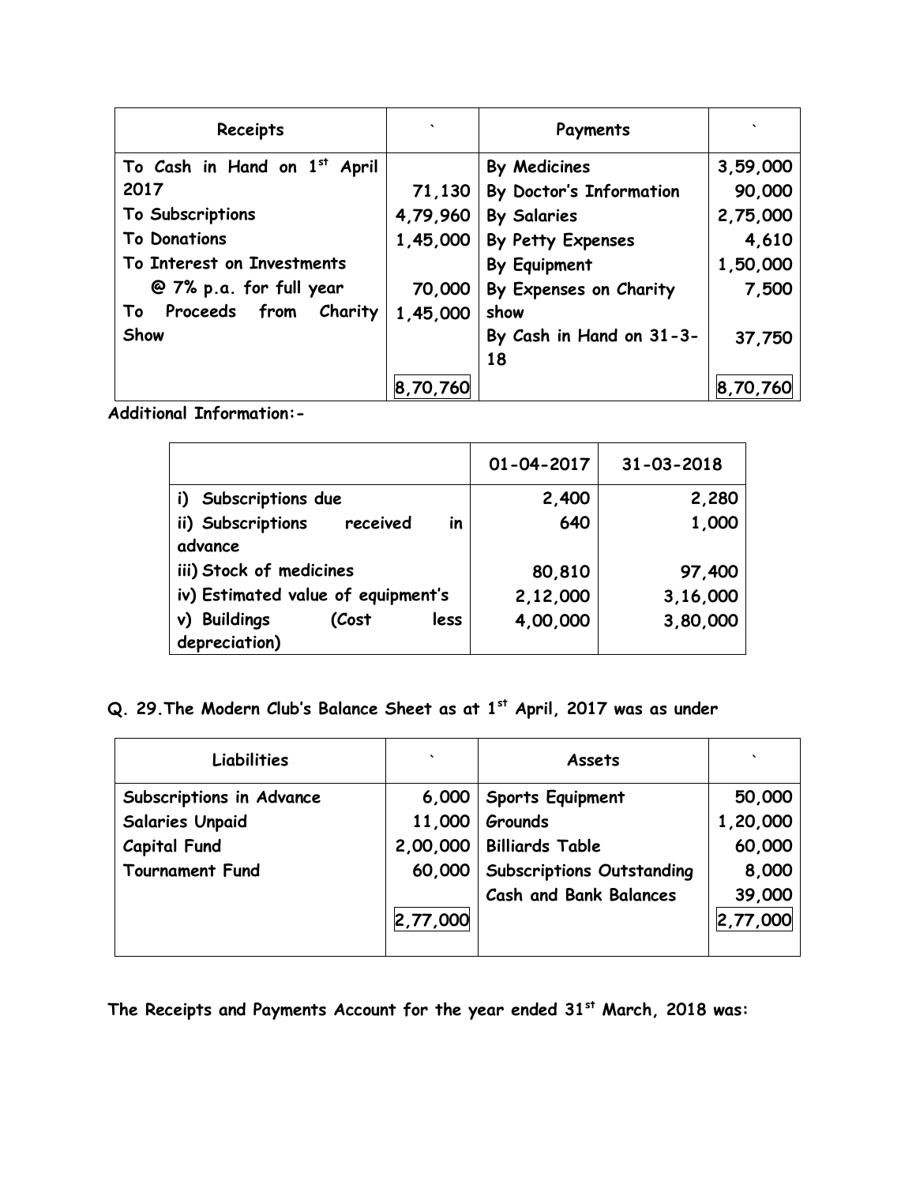| Receipts | ` | Payments | ` |
|---|---|---|---|
| To Cash in Hand on 1st April 2017 | 71,130 | By Medicines | 3,59,000 |
| To Subscriptions | 4,79,960 | By Doctor's Information | 90,000 |
| To Donations | 1,45,000 | By Salaries | 2,75,000 |
| To Interest on Investments @ 7% p.a. for full year | 70,000 | By Petty Expenses | 4,610 |
| To Proceeds from Charity Show | 1,45,000 | By Equipment | 1,50,000 |
| | | By Expenses on Charity show | 7,500 |
| | | By Cash in Hand on 31-3-18 | 37,750 |
| | 8,70,760 | | 8,70,760 |

**Additional Information:-**

| | 01-04-2017 | 31-03-2018 |
|---|---|---|
| i) Subscriptions due | 2,400 | 2,280 |
| ii) Subscriptions received in advance | 640 | 1,000 |
| iii) Stock of medicines | 80,810 | 97,400 |
| iv) Estimated value of equipment's | 2,12,000 | 3,16,000 |
| v) Buildings (Cost less depreciation) | 4,00,000 | 3,80,000 |

**Q. 29. The Modern Club's Balance Sheet as at 1st April, 2017 was as under**

| Liabilities | ` | Assets | ` |
|---|---|---|---|
| Subscriptions in Advance | 6,000 | Sports Equipment | 50,000 |
| Salaries Unpaid | 11,000 | Grounds | 1,20,000 |
| Capital Fund | 2,00,000 | Billiards Table | 60,000 |
| Tournament Fund | 60,000 | Subscriptions Outstanding | 8,000 |
| | | Cash and Bank Balances | 39,000 |
| | 2,77,000 | | 2,77,000 |

**The Receipts and Payments Account for the year ended 31st March, 2018 was:**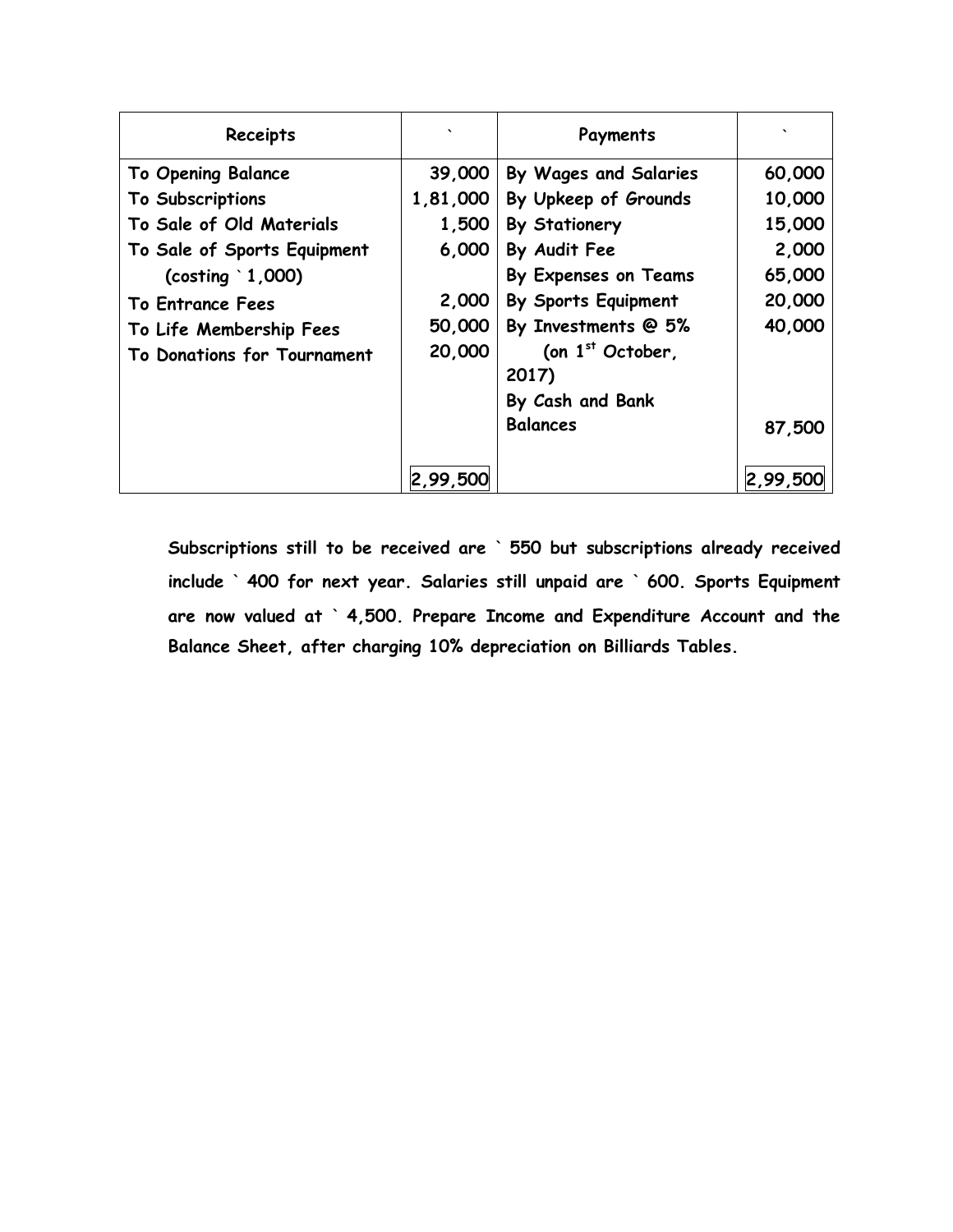| Receipts | ` | Payments | ` |
|---|---|---|---|
| To Opening Balance | 39,000 | By Wages and Salaries | 60,000 |
| To Subscriptions | 1,81,000 | By Upkeep of Grounds | 10,000 |
| To Sale of Old Materials | 1,500 | By Stationery | 15,000 |
| To Sale of Sports Equipment (costing ` 1,000) | 6,000 | By Audit Fee | 2,000 |
| | | By Expenses on Teams | 65,000 |
| To Entrance Fees | 2,000 | By Sports Equipment | 20,000 |
| To Life Membership Fees | 50,000 | By Investments @ 5% (on 1st October, 2017) | 40,000 |
| To Donations for Tournament | 20,000 | | |
| | | By Cash and Bank Balances | 87,500 |
| | 2,99,500 | | 2,99,500 |

**Subscriptions still to be received are ` 550 but subscriptions already received include ` 400 for next year. Salaries still unpaid are ` 600. Sports Equipment are now valued at ` 4,500. Prepare Income and Expenditure Account and the Balance Sheet, after charging 10% depreciation on Billiards Tables.**